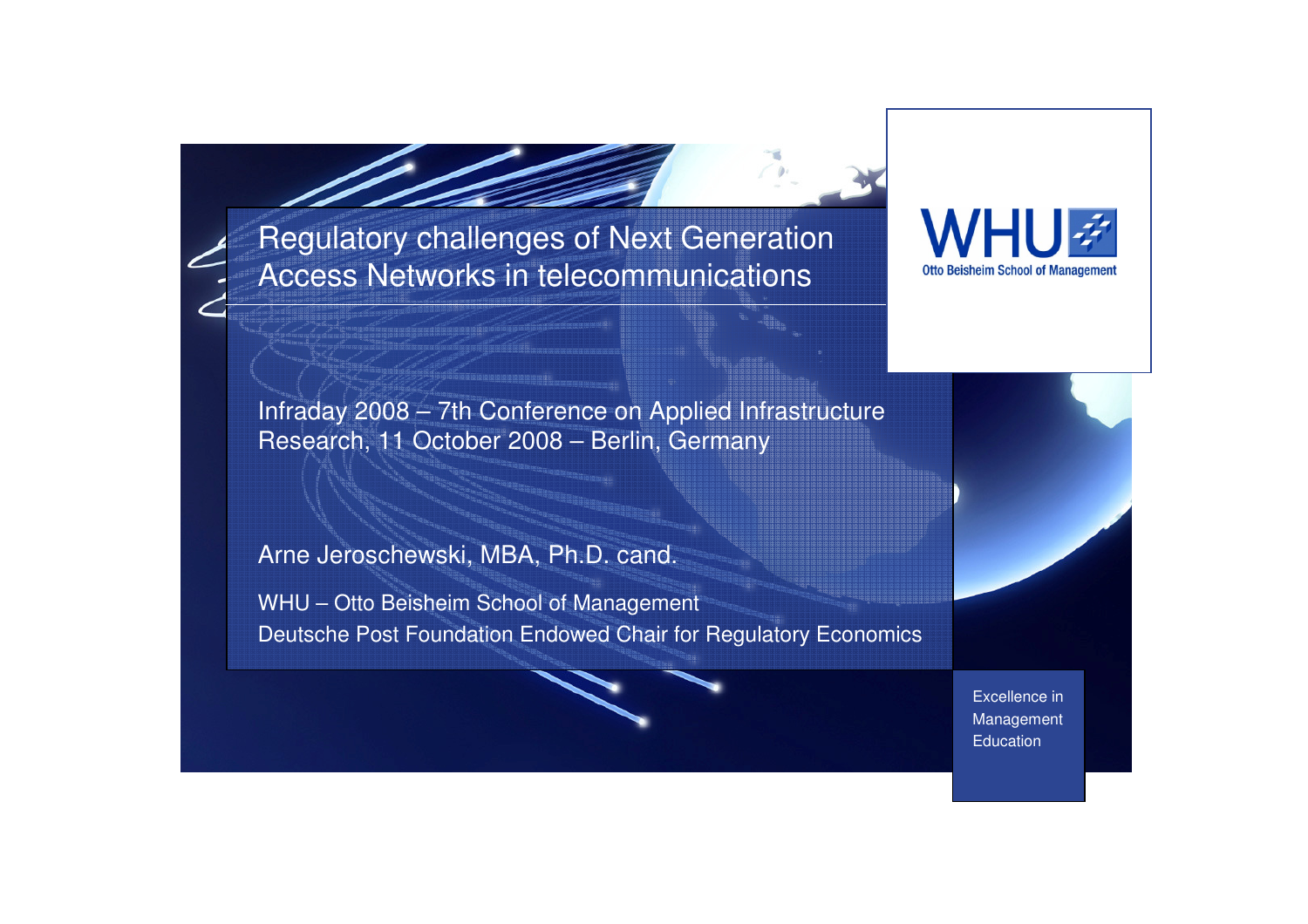# Regulatory challenges of Next Generation Access Networks in telecommunications

Infraday 2008 – 7th Conference on Applied Infrastructure Research, 11 October 2008 – Berlin, Germany

Arne Jeroschewski, MBA, Ph.D. cand.

WHU – Otto Beisheim School of Management
Deutsche Post Foundation Endowed Chair for Regulatory Economics

WHU Otto Beisheim School of Management

Excellence in Management Education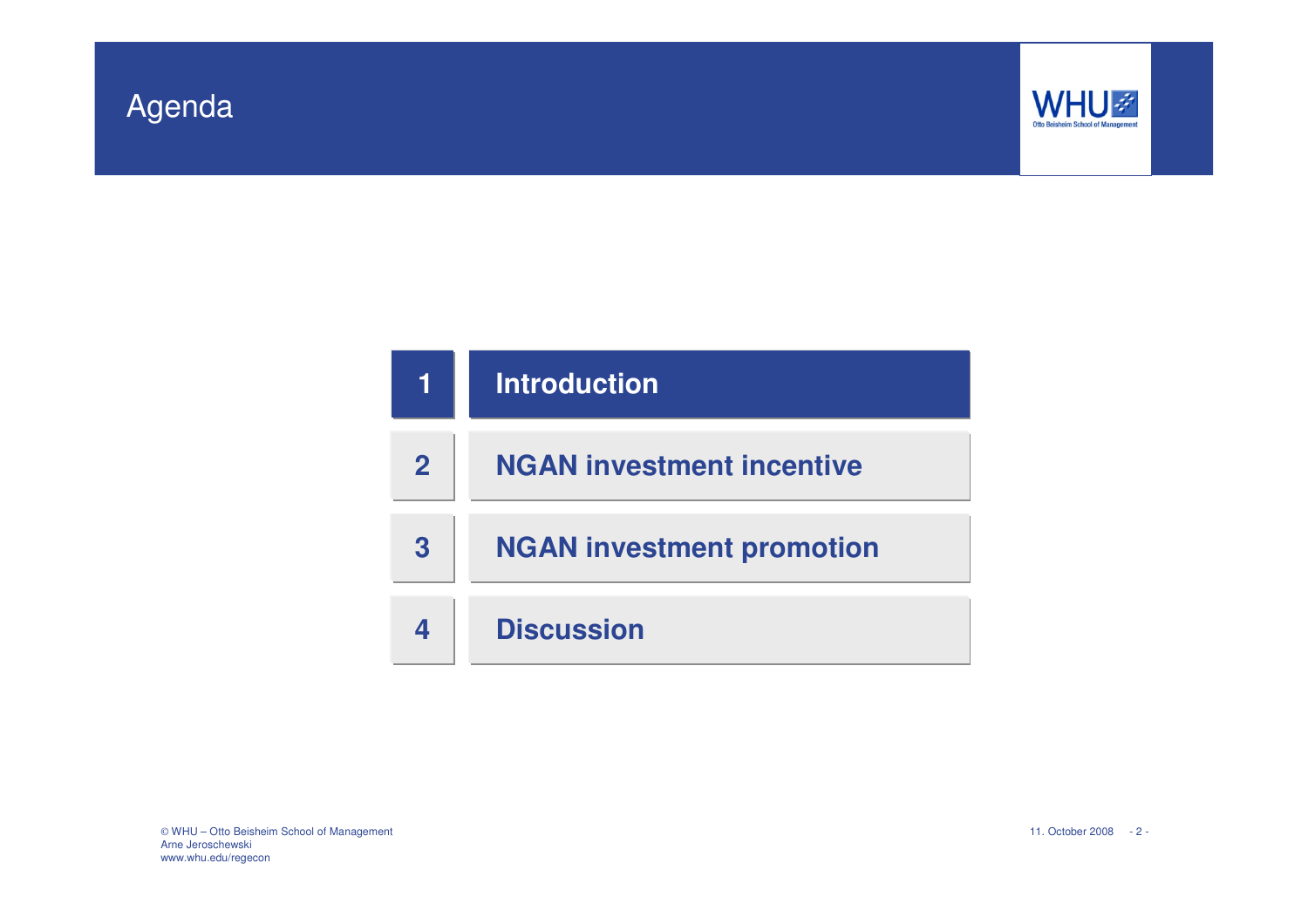# Agenda

1. **Introduction**
2. **NGAN investment incentive**
3. **NGAN investment promotion**
4. **Discussion**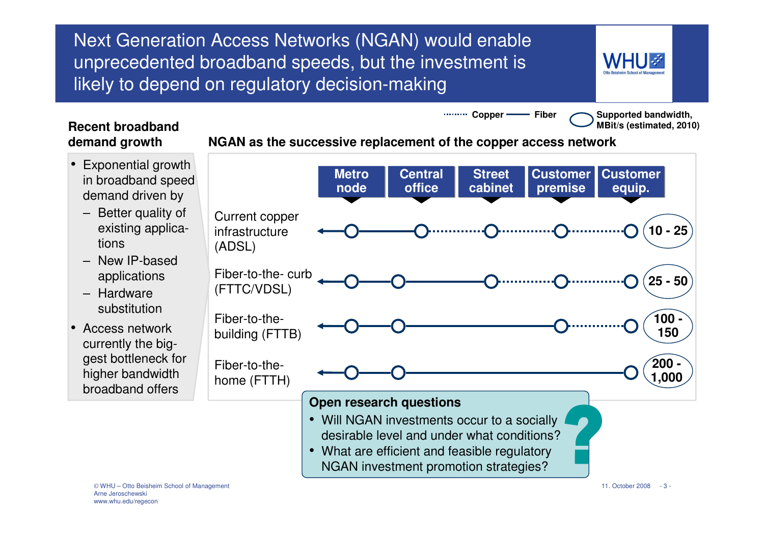# Next Generation Access Networks (NGAN) would enable unprecedented broadband speeds, but the investment is likely to depend on regulatory decision-making

WHU Otto Beisheim School of Management

**Recent broadband demand growth**

- Exponential growth in broadband speed demand driven by
  - Better quality of existing applica-tions
  - New IP-based applications
  - Hardware substitution
- Access network currently the big-gest bottleneck for higher bandwidth broadband offers

**NGAN as the successive replacement of the copper access network**

Copper — Fiber — Supported bandwidth, MBit/s (estimated, 2010)

Metro node | Central office | Street cabinet | Customer premise | Customer equip.

Current copper infrastructure (ADSL) — 10 - 25

Fiber-to-the- curb (FTTC/VDSL) — 25 - 50

Fiber-to-the-building (FTTB) — 100 - 150

Fiber-to-the-home (FTTH) — 200 - 1,000

**Open research questions**

- Will NGAN investments occur to a socially desirable level and under what conditions?
- What are efficient and feasible regulatory NGAN investment promotion strategies?

© WHU – Otto Beisheim School of Management
Arne Jeroschewski
www.whu.edu/regecon

11. October 2008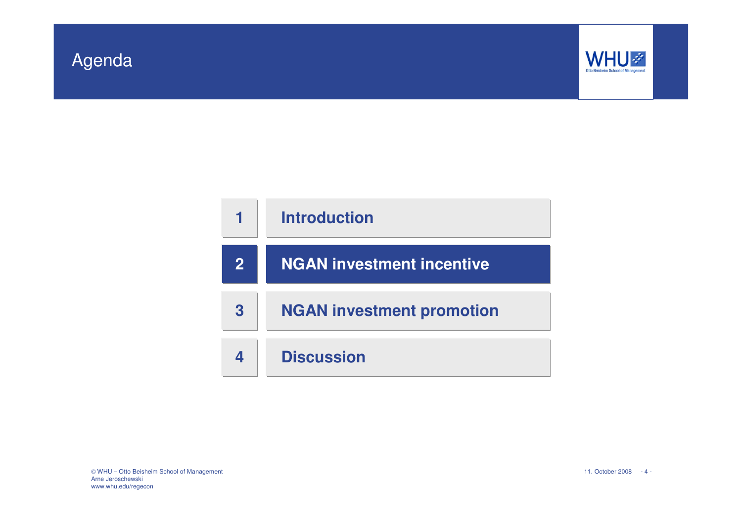# Agenda

1. Introduction
2. **NGAN investment incentive**
3. NGAN investment promotion
4. Discussion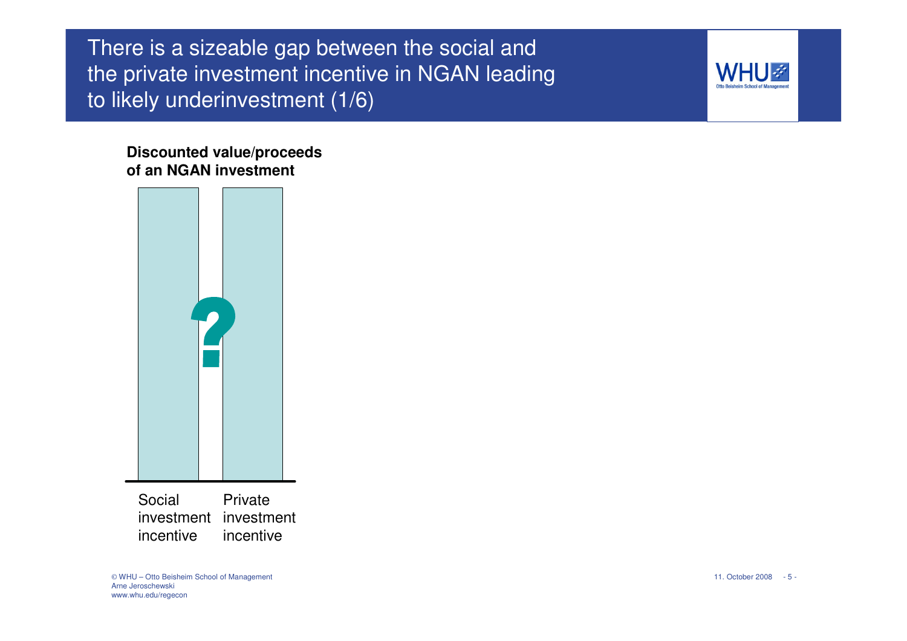# There is a sizeable gap between the social and the private investment incentive in NGAN leading to likely underinvestment (1/6)

**Discounted value/proceeds of an NGAN investment**

?

Social investment incentive

Private investment incentive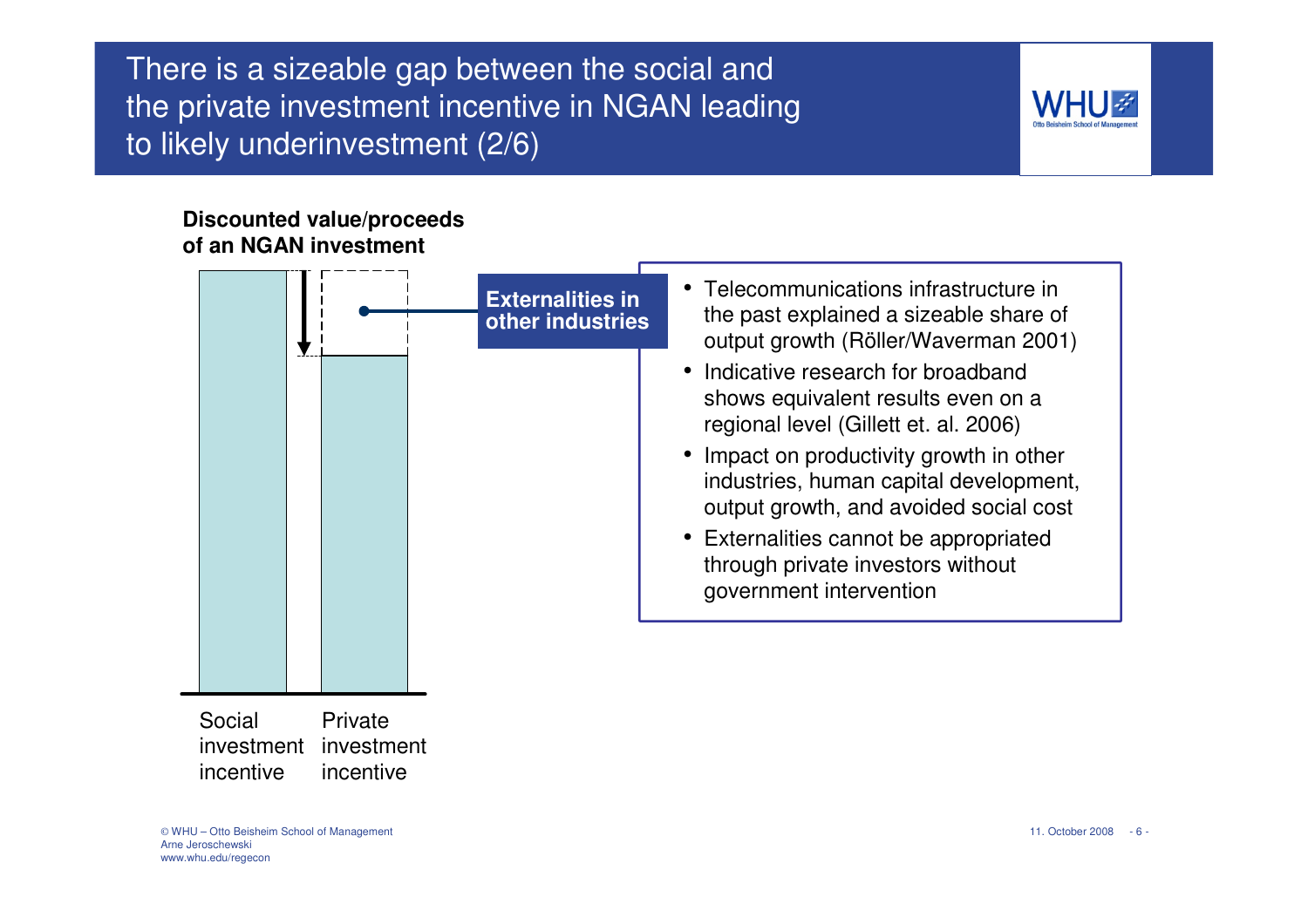# There is a sizeable gap between the social and the private investment incentive in NGAN leading to likely underinvestment (2/6)

**Discounted value/proceeds of an NGAN investment**

Social investment incentive

Private investment incentive

**Externalities in other industries**

- Telecommunications infrastructure in the past explained a sizeable share of output growth (Röller/Waverman 2001)
- Indicative research for broadband shows equivalent results even on a regional level (Gillett et. al. 2006)
- Impact on productivity growth in other industries, human capital development, output growth, and avoided social cost
- Externalities cannot be appropriated through private investors without government intervention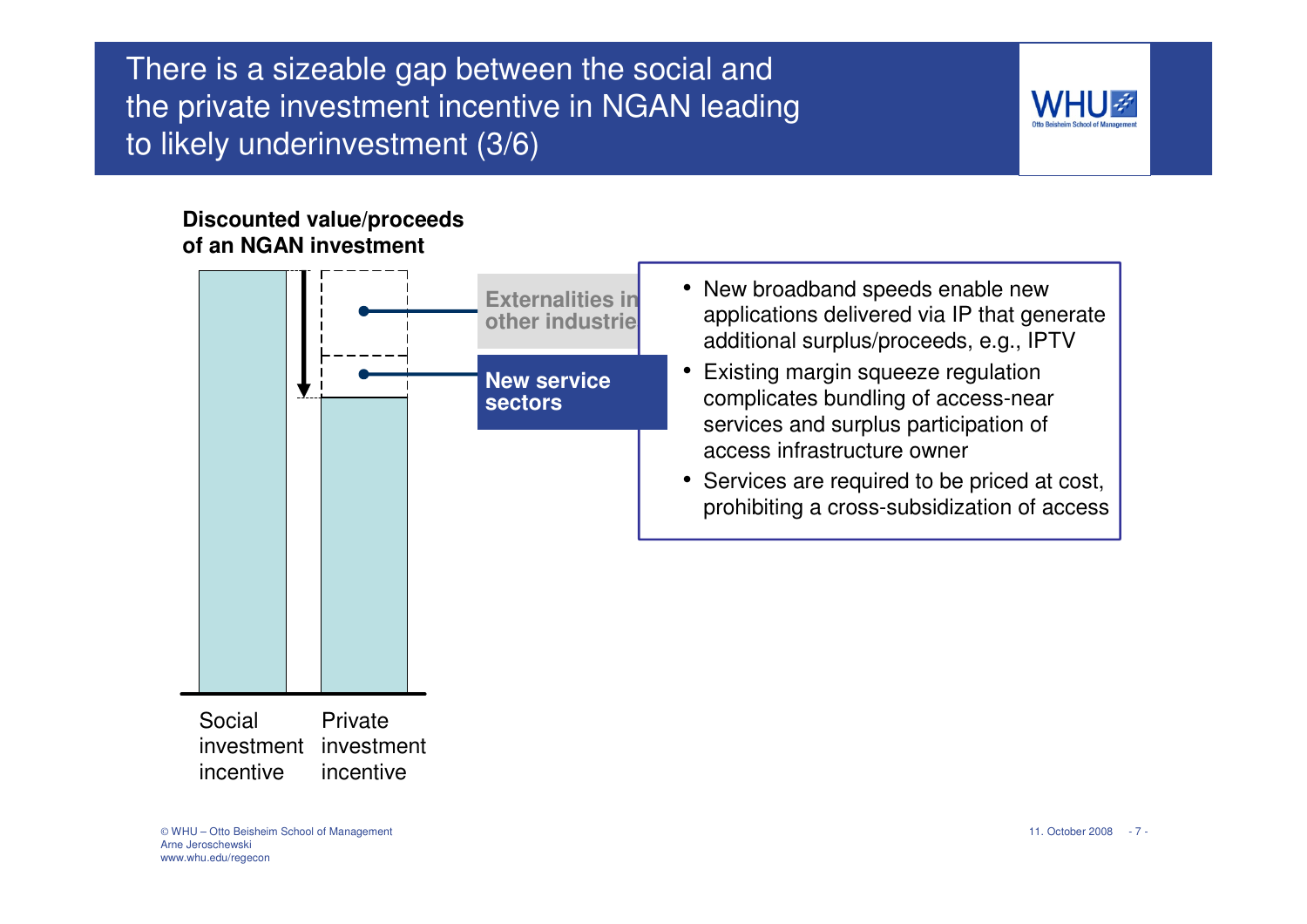# There is a sizeable gap between the social and the private investment incentive in NGAN leading to likely underinvestment (3/6)

**Discounted value/proceeds of an NGAN investment**

Externalities in other industrie

**New service sectors**

Social investment incentive

Private investment incentive

- New broadband speeds enable new applications delivered via IP that generate additional surplus/proceeds, e.g., IPTV
- Existing margin squeeze regulation complicates bundling of access-near services and surplus participation of access infrastructure owner
- Services are required to be priced at cost, prohibiting a cross-subsidization of access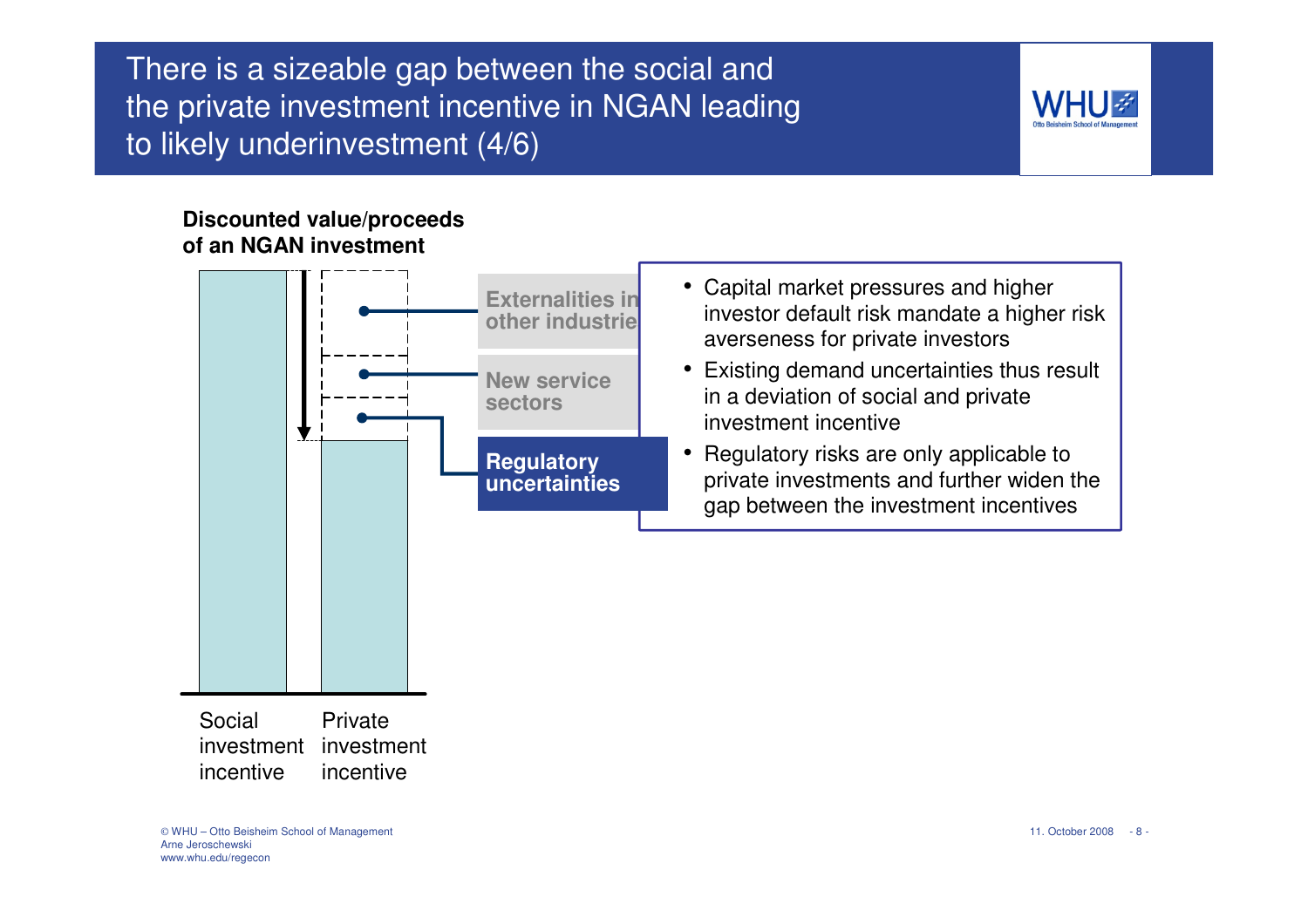# There is a sizeable gap between the social and the private investment incentive in NGAN leading to likely underinvestment (4/6)

**Discounted value/proceeds of an NGAN investment**

Externalities in other industrie

New service sectors

**Regulatory uncertainties**

Social investment incentive

Private investment incentive

- Capital market pressures and higher investor default risk mandate a higher risk averseness for private investors
- Existing demand uncertainties thus result in a deviation of social and private investment incentive
- Regulatory risks are only applicable to private investments and further widen the gap between the investment incentives

© WHU – Otto Beisheim School of Management
Arne Jeroschewski
www.whu.edu/regecon

11. October 2008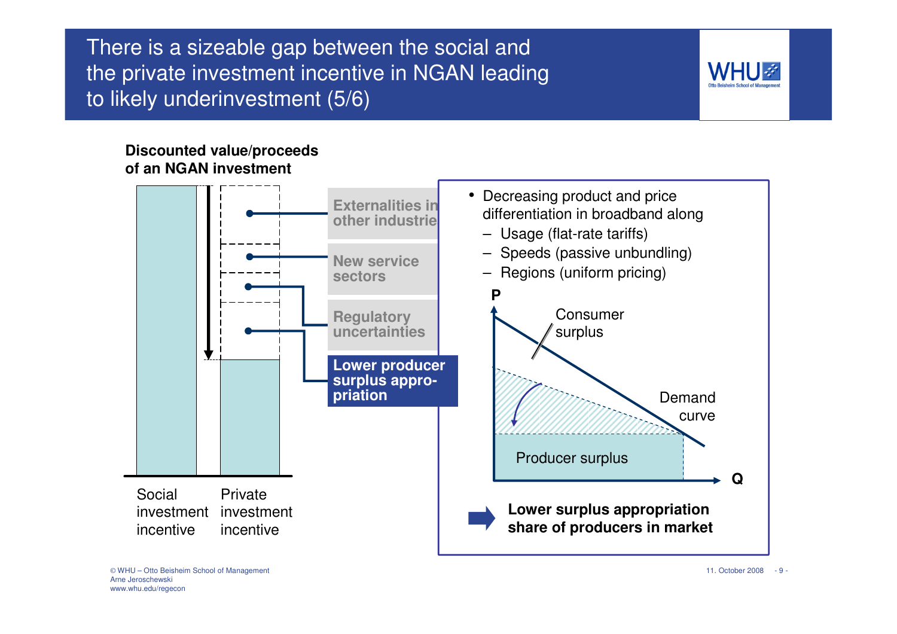# There is a sizeable gap between the social and the private investment incentive in NGAN leading to likely underinvestment (5/6)

**Discounted value/proceeds of an NGAN investment**

Externalities in other industrie

New service sectors

Regulatory uncertainties

**Lower producer surplus appropriation**

Social investment incentive

Private investment incentive

- Decreasing product and price differentiation in broadband along
  - Usage (flat-rate tariffs)
  - Speeds (passive unbundling)
  - Regions (uniform pricing)

P

Consumer surplus

Demand curve

Producer surplus

Q

**Lower surplus appropriation share of producers in market**

© WHU – Otto Beisheim School of Management
Arne Jeroschewski
www.whu.edu/regecon

11. October 2008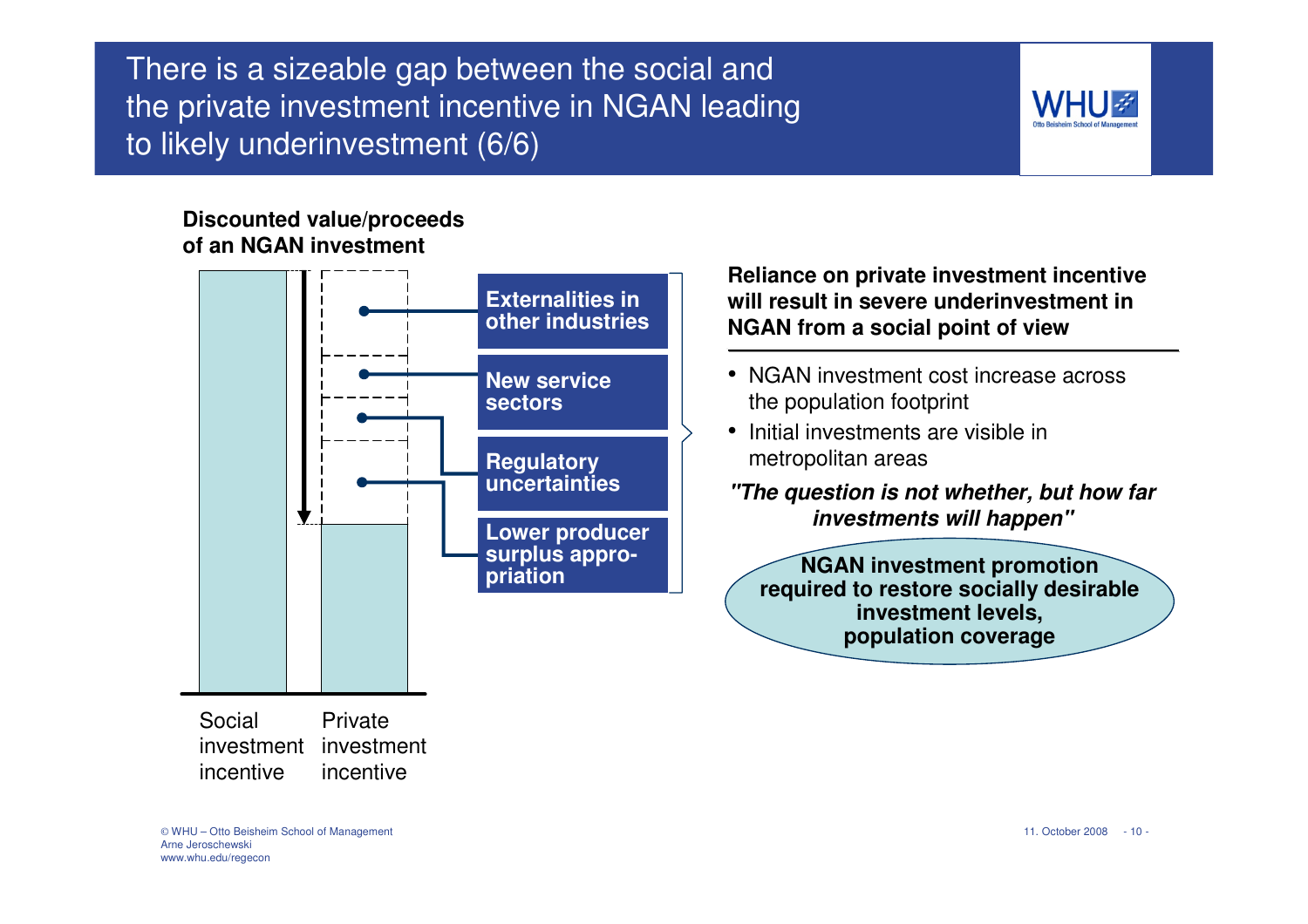# There is a sizeable gap between the social and the private investment incentive in NGAN leading to likely underinvestment (6/6)

**Discounted value/proceeds of an NGAN investment**

Externalities in other industries

New service sectors

Regulatory uncertainties

Lower producer surplus appro-priation

Social investment incentive

Private investment incentive

**Reliance on private investment incentive will result in severe underinvestment in NGAN from a social point of view**

- NGAN investment cost increase across the population footprint
- Initial investments are visible in metropolitan areas

***"The question is not whether, but how far investments will happen"***

**NGAN investment promotion required to restore socially desirable investment levels, population coverage**

© WHU – Otto Beisheim School of Management
Arne Jeroschewski
www.whu.edu/regecon

11. October 2008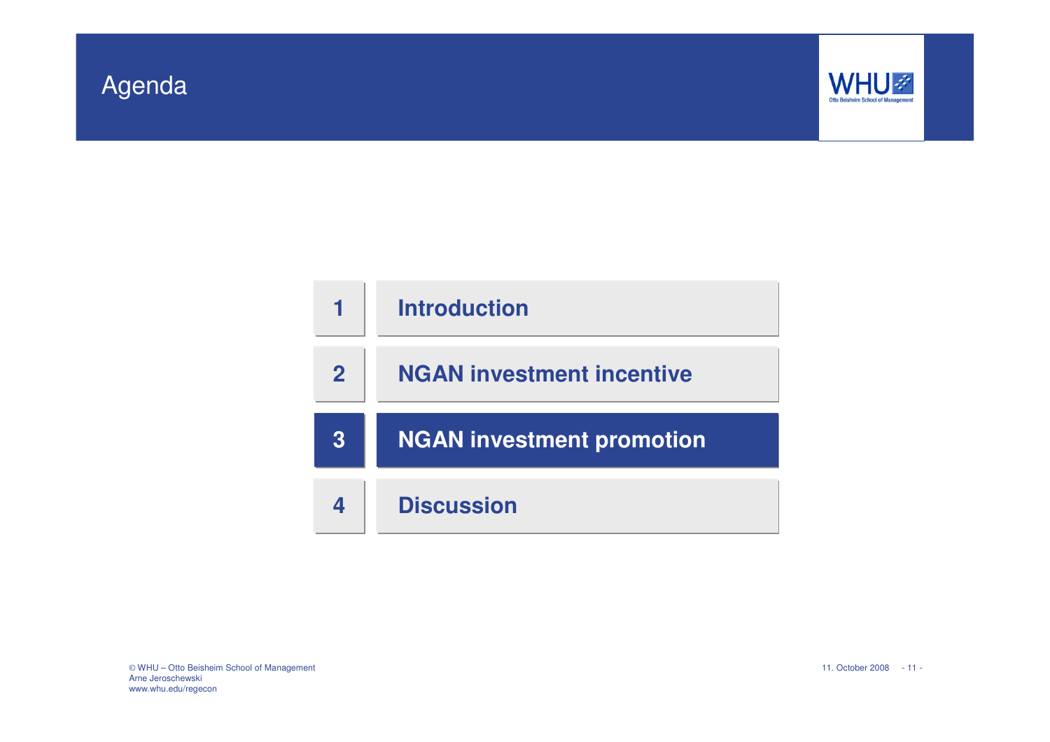# Agenda

1. Introduction
2. NGAN investment incentive
3. **NGAN investment promotion**
4. Discussion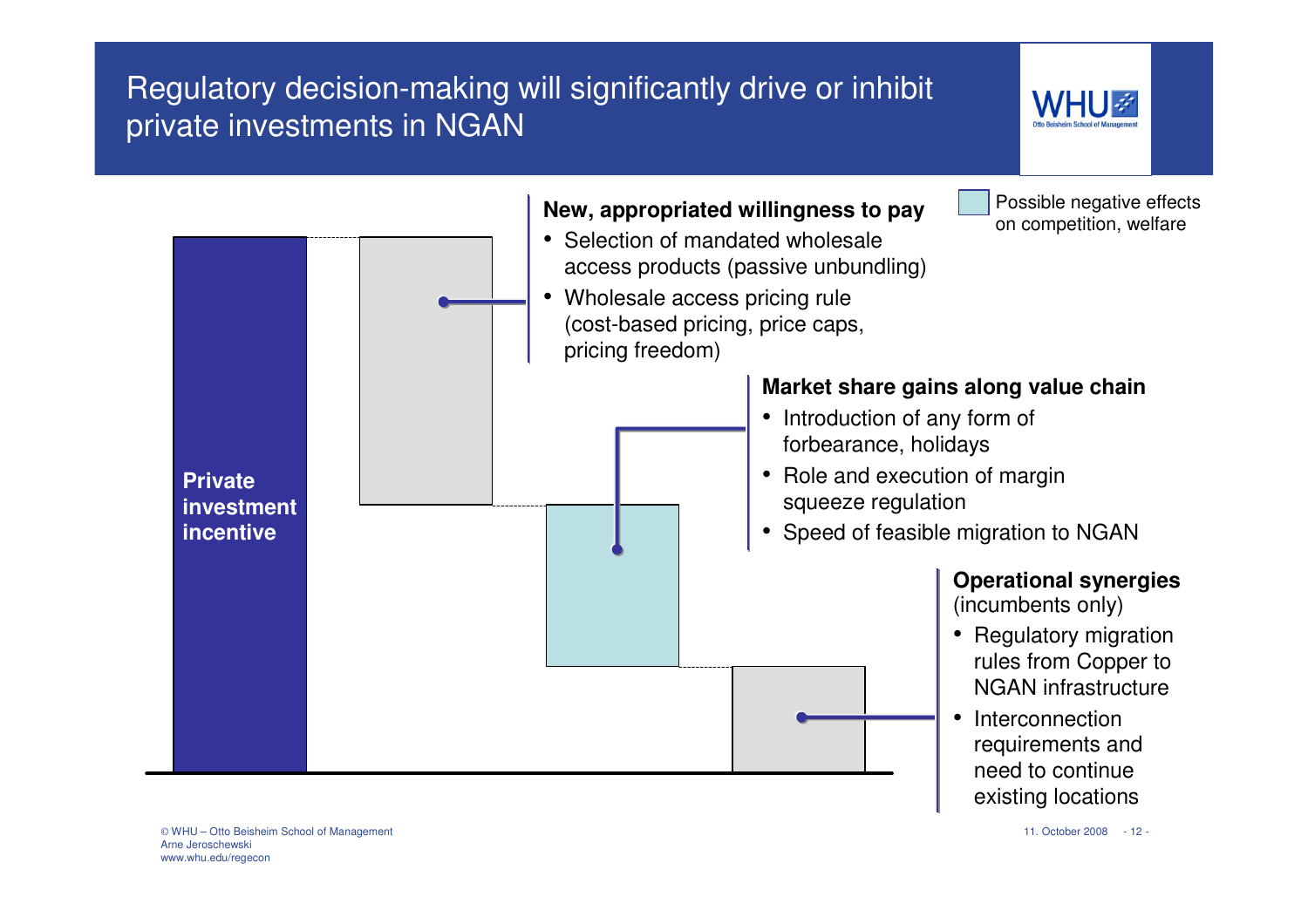# Regulatory decision-making will significantly drive or inhibit private investments in NGAN

Possible negative effects on competition, welfare

Private investment incentive

**New, appropriated willingness to pay**

- Selection of mandated wholesale access products (passive unbundling)
- Wholesale access pricing rule (cost-based pricing, price caps, pricing freedom)

**Market share gains along value chain**

- Introduction of any form of forbearance, holidays
- Role and execution of margin squeeze regulation
- Speed of feasible migration to NGAN

**Operational synergies** (incumbents only)

- Regulatory migration rules from Copper to NGAN infrastructure
- Interconnection requirements and need to continue existing locations

© WHU – Otto Beisheim School of Management
Arne Jeroschewski
www.whu.edu/regecon

11. October 2008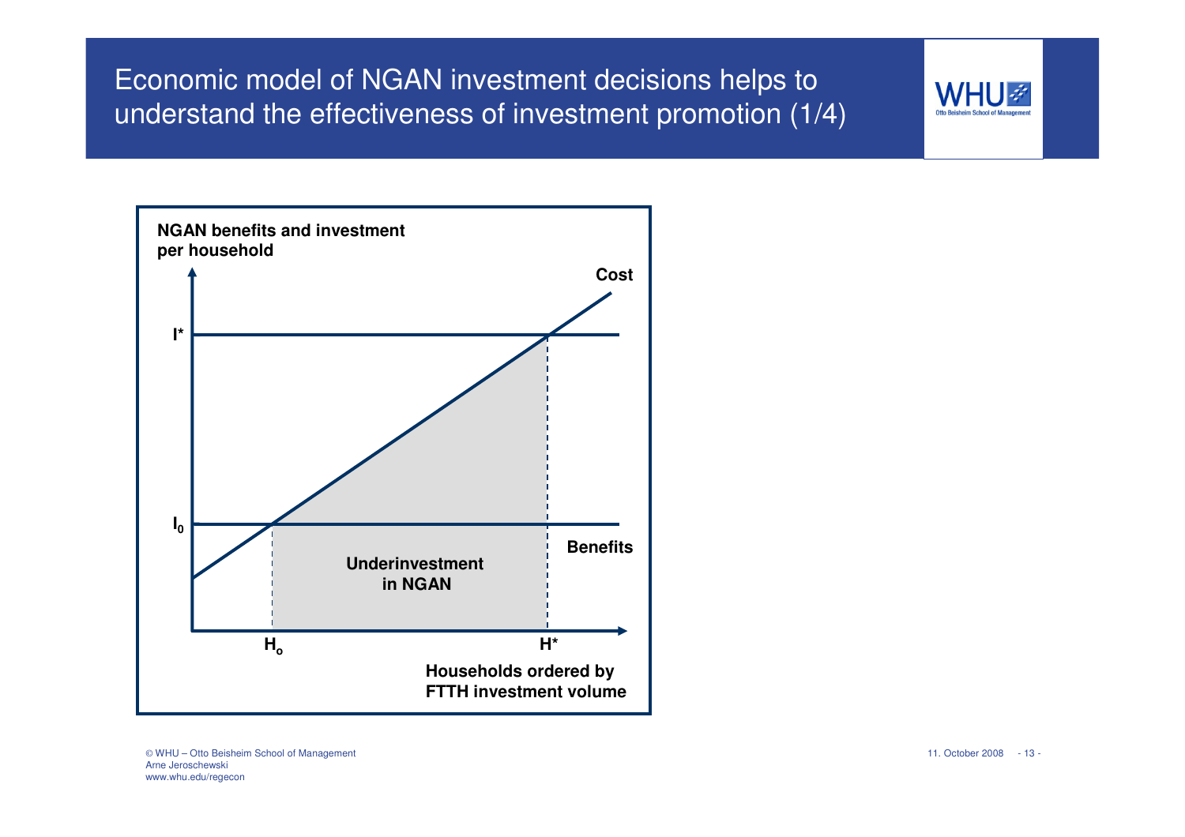# Economic model of NGAN investment decisions helps to understand the effectiveness of investment promotion (1/4)

NGAN benefits and investment per household

Cost

$I^*$

$I_0$

Benefits

Underinvestment in NGAN

$H_o$

$H^*$

Households ordered by FTTH investment volume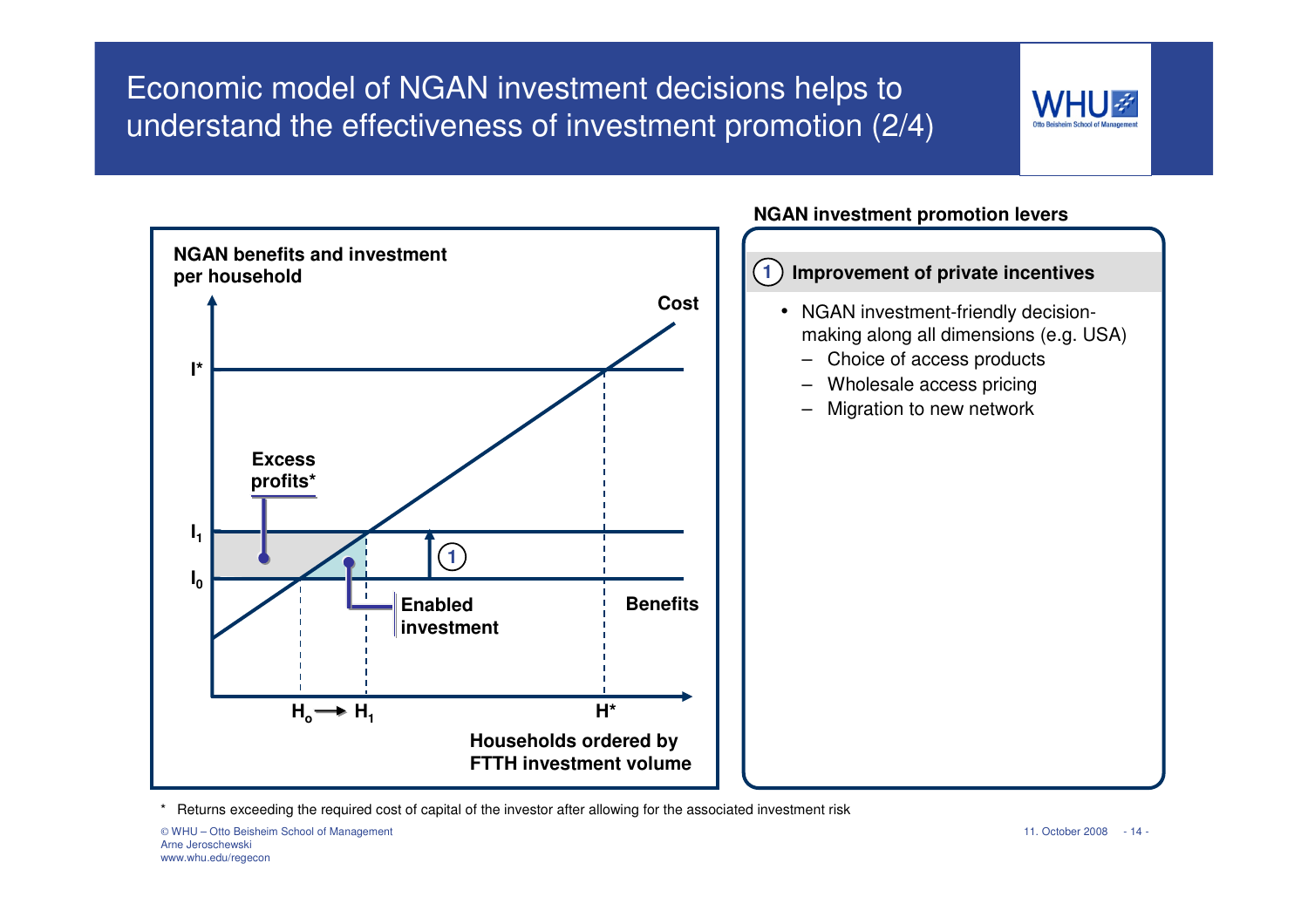# Economic model of NGAN investment decisions helps to understand the effectiveness of investment promotion (2/4)

**NGAN benefits and investment per household**

Cost

$I^*$

Excess profits*

$I_1$

1

$I_0$

Enabled investment

Benefits

$H_o \rightarrow H_1$

$H^*$

**Households ordered by FTTH investment volume**

**NGAN investment promotion levers**

**1 Improvement of private incentives**

- NGAN investment-friendly decision-making along all dimensions (e.g. USA)
  - Choice of access products
  - Wholesale access pricing
  - Migration to new network

\* Returns exceeding the required cost of capital of the investor after allowing for the associated investment risk

© WHU – Otto Beisheim School of Management
Arne Jeroschewski
www.whu.edu/regecon

11. October 2008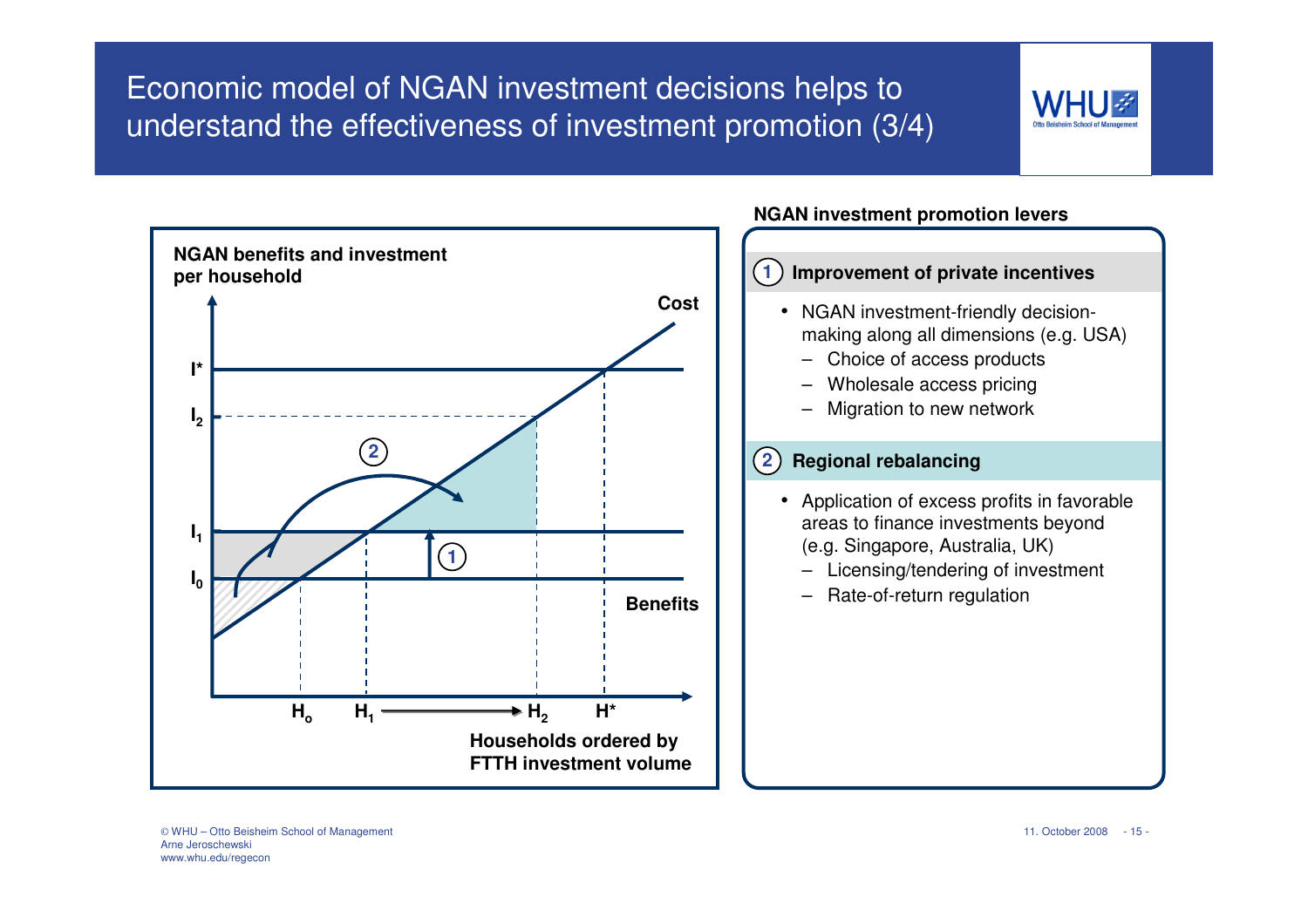# Economic model of NGAN investment decisions helps to understand the effectiveness of investment promotion (3/4)

NGAN benefits and investment per household

Cost

$I^*$

$I_2$

2

$I_1$

$I_0$

1

Benefits

$H_o$ $H_1$ $H_2$ $H^*$

Households ordered by FTTH investment volume

**NGAN investment promotion levers**

**1 Improvement of private incentives**

- NGAN investment-friendly decision-making along all dimensions (e.g. USA)
  - Choice of access products
  - Wholesale access pricing
  - Migration to new network

**2 Regional rebalancing**

- Application of excess profits in favorable areas to finance investments beyond (e.g. Singapore, Australia, UK)
  - Licensing/tendering of investment
  - Rate-of-return regulation

© WHU – Otto Beisheim School of Management
Arne Jeroschewski
www.whu.edu/regecon

11. October 2008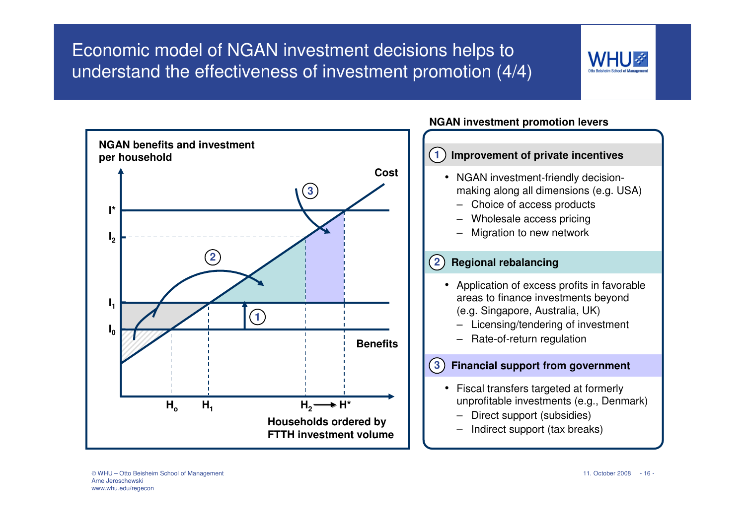# Economic model of NGAN investment decisions helps to understand the effectiveness of investment promotion (4/4)

NGAN benefits and investment per household

Cost

3

$I^*$

$I_2$

2

$I_1$

1

$I_0$

Benefits

$H_o$ $H_1$ $H_2$ → $H^*$

Households ordered by FTTH investment volume

**NGAN investment promotion levers**

**1 Improvement of private incentives**

- NGAN investment-friendly decision-making along all dimensions (e.g. USA)
  - Choice of access products
  - Wholesale access pricing
  - Migration to new network

**2 Regional rebalancing**

- Application of excess profits in favorable areas to finance investments beyond (e.g. Singapore, Australia, UK)
  - Licensing/tendering of investment
  - Rate-of-return regulation

**3 Financial support from government**

- Fiscal transfers targeted at formerly unprofitable investments (e.g., Denmark)
  - Direct support (subsidies)
  - Indirect support (tax breaks)

© WHU – Otto Beisheim School of Management
Arne Jeroschewski
www.whu.edu/regecon

11. October 2008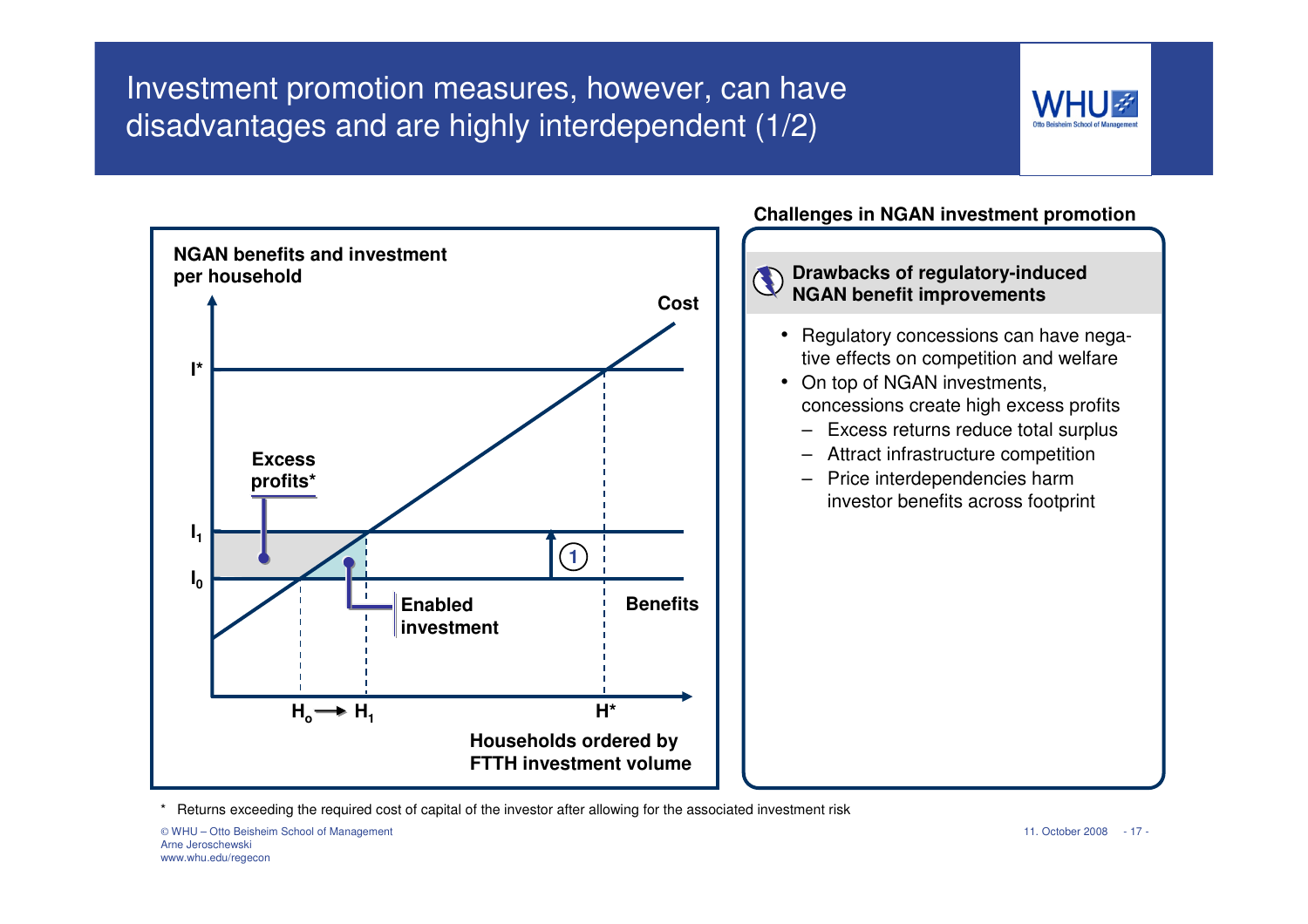# Investment promotion measures, however, can have disadvantages and are highly interdependent (1/2)

NGAN benefits and investment per household

Cost

$I^*$

Excess profits*

$I_1$

$I_0$

1

Enabled investment

Benefits

$H_o$ → $H_1$

$H^*$

Households ordered by FTTH investment volume

**Challenges in NGAN investment promotion**

**Drawbacks of regulatory-induced NGAN benefit improvements**

- Regulatory concessions can have negative effects on competition and welfare
- On top of NGAN investments, concessions create high excess profits
  - Excess returns reduce total surplus
  - Attract infrastructure competition
  - Price interdependencies harm investor benefits across footprint

\* Returns exceeding the required cost of capital of the investor after allowing for the associated investment risk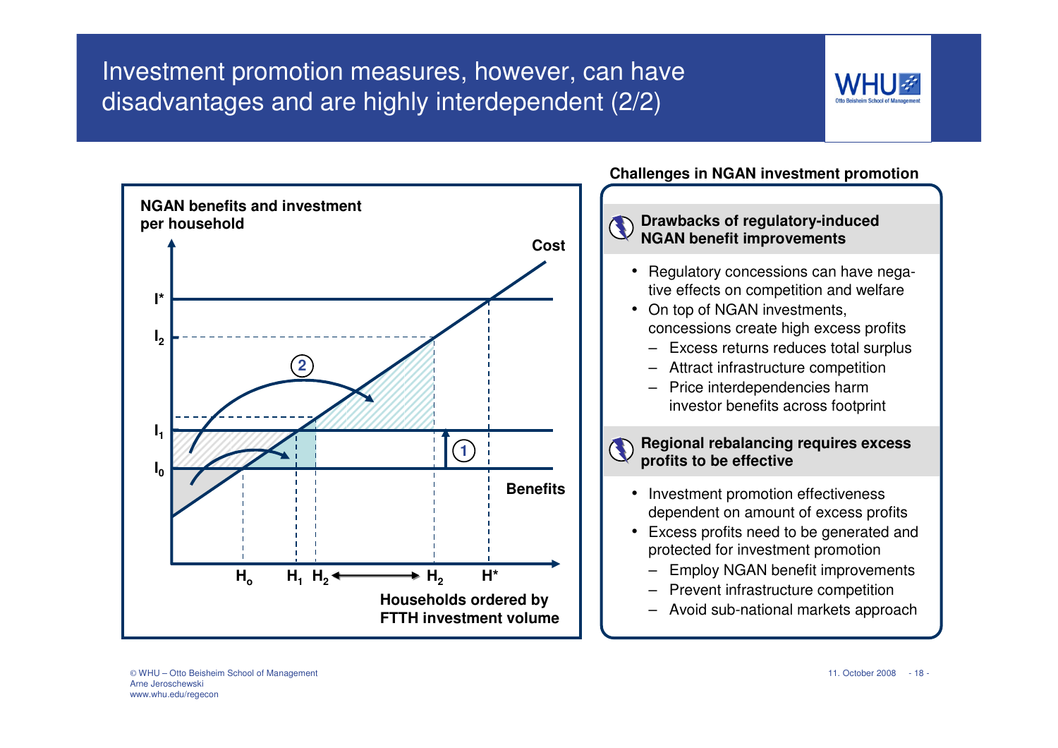# Investment promotion measures, however, can have disadvantages and are highly interdependent (2/2)

NGAN benefits and investment per household

Cost

$I^*$

$I_2$

2

$I_1$

1

$I_0$

Benefits

$H_o$ $H_1$ $H_2$ ⟷ $H_2$ $H^*$

Households ordered by FTTH investment volume

**Challenges in NGAN investment promotion**

**Drawbacks of regulatory-induced NGAN benefit improvements**

- Regulatory concessions can have negative effects on competition and welfare
- On top of NGAN investments, concessions create high excess profits
  - Excess returns reduces total surplus
  - Attract infrastructure competition
  - Price interdependencies harm investor benefits across footprint

**Regional rebalancing requires excess profits to be effective**

- Investment promotion effectiveness dependent on amount of excess profits
- Excess profits need to be generated and protected for investment promotion
  - Employ NGAN benefit improvements
  - Prevent infrastructure competition
  - Avoid sub-national markets approach

© WHU – Otto Beisheim School of Management
Arne Jeroschewski
www.whu.edu/regecon

11. October 2008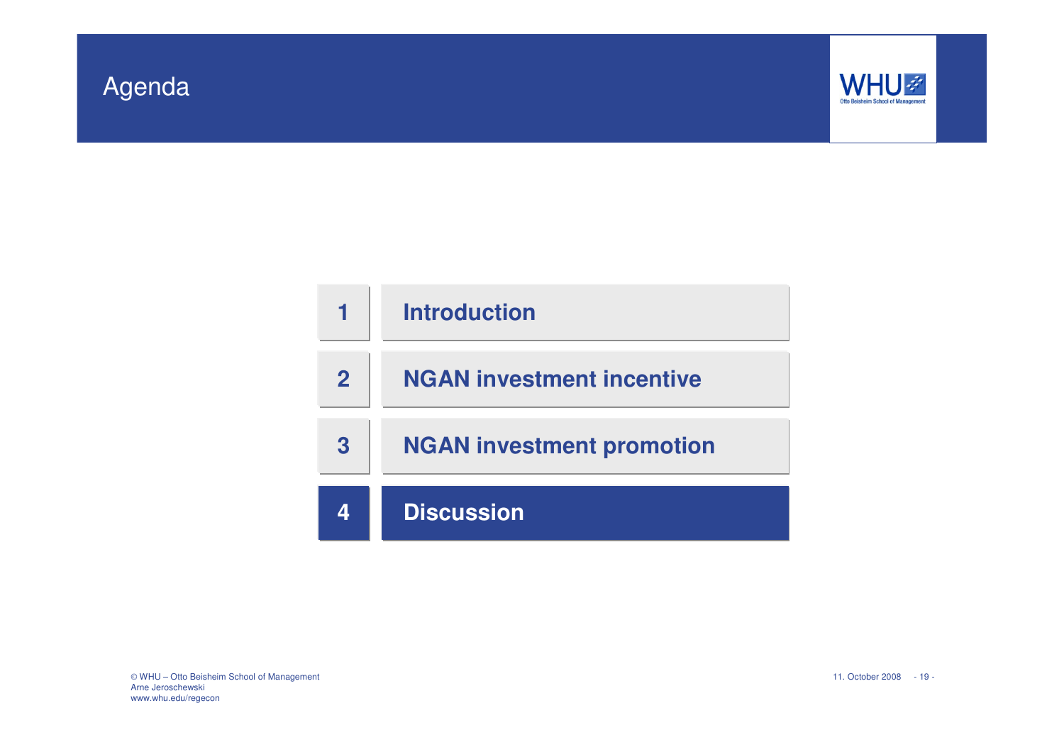# Agenda

1. Introduction
2. NGAN investment incentive
3. NGAN investment promotion
4. **Discussion**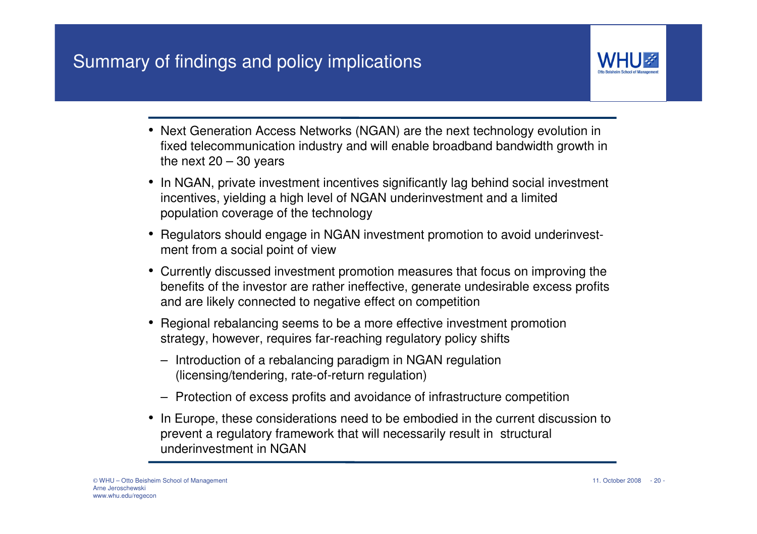# Summary of findings and policy implications

- Next Generation Access Networks (NGAN) are the next technology evolution in fixed telecommunication industry and will enable broadband bandwidth growth in the next 20 – 30 years
- In NGAN, private investment incentives significantly lag behind social investment incentives, yielding a high level of NGAN underinvestment and a limited population coverage of the technology
- Regulators should engage in NGAN investment promotion to avoid underinvestment from a social point of view
- Currently discussed investment promotion measures that focus on improving the benefits of the investor are rather ineffective, generate undesirable excess profits and are likely connected to negative effect on competition
- Regional rebalancing seems to be a more effective investment promotion strategy, however, requires far-reaching regulatory policy shifts
  - Introduction of a rebalancing paradigm in NGAN regulation (licensing/tendering, rate-of-return regulation)
  - Protection of excess profits and avoidance of infrastructure competition
- In Europe, these considerations need to be embodied in the current discussion to prevent a regulatory framework that will necessarily result in structural underinvestment in NGAN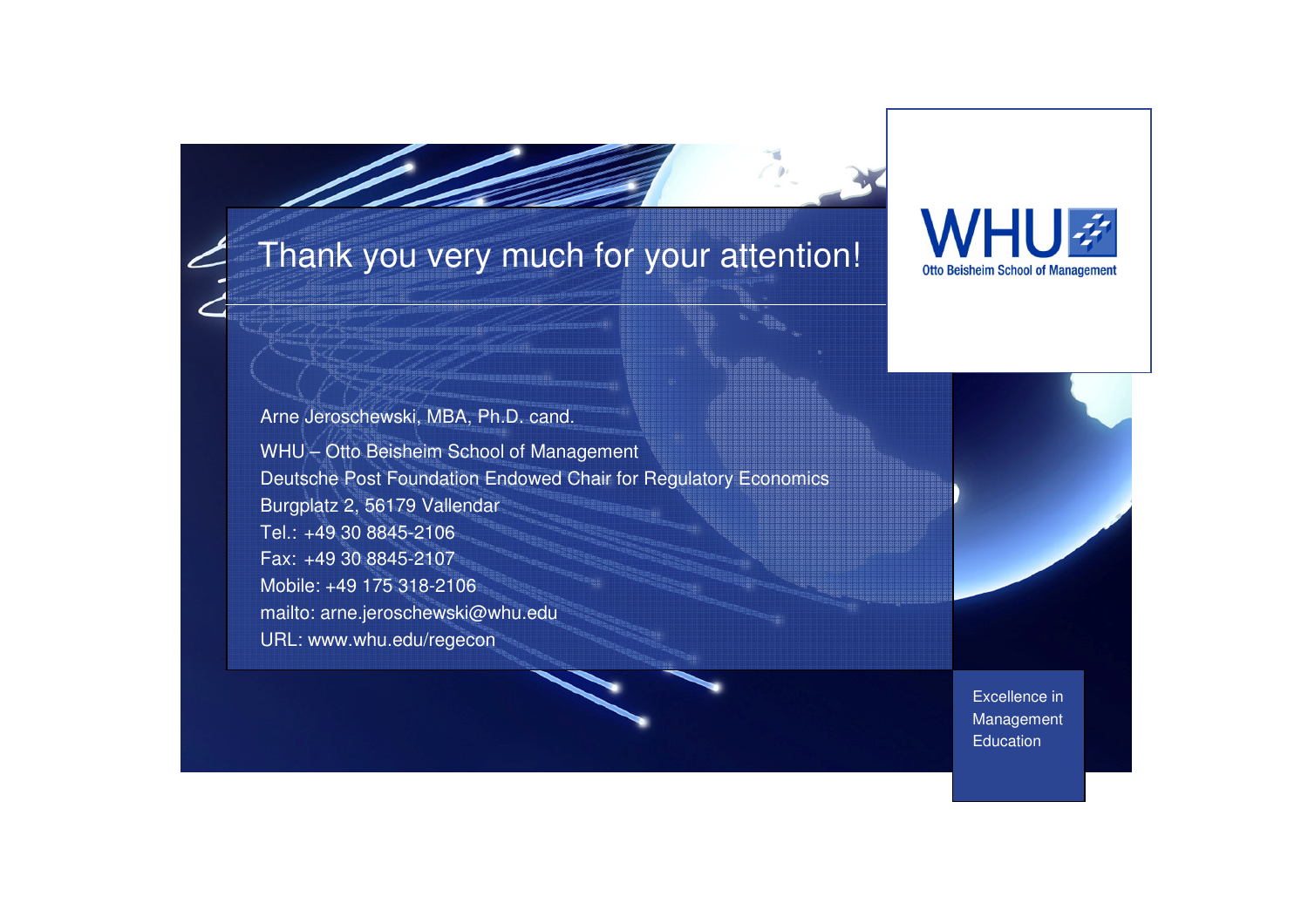# Thank you very much for your attention!

WHU
Otto Beisheim School of Management

Arne Jeroschewski, MBA, Ph.D. cand.

WHU – Otto Beisheim School of Management
Deutsche Post Foundation Endowed Chair for Regulatory Economics
Burgplatz 2, 56179 Vallendar
Tel.: +49 30 8845-2106
Fax: +49 30 8845-2107
Mobile: +49 175 318-2106
mailto: arne.jeroschewski@whu.edu
URL: www.whu.edu/regecon

Excellence in
Management
Education